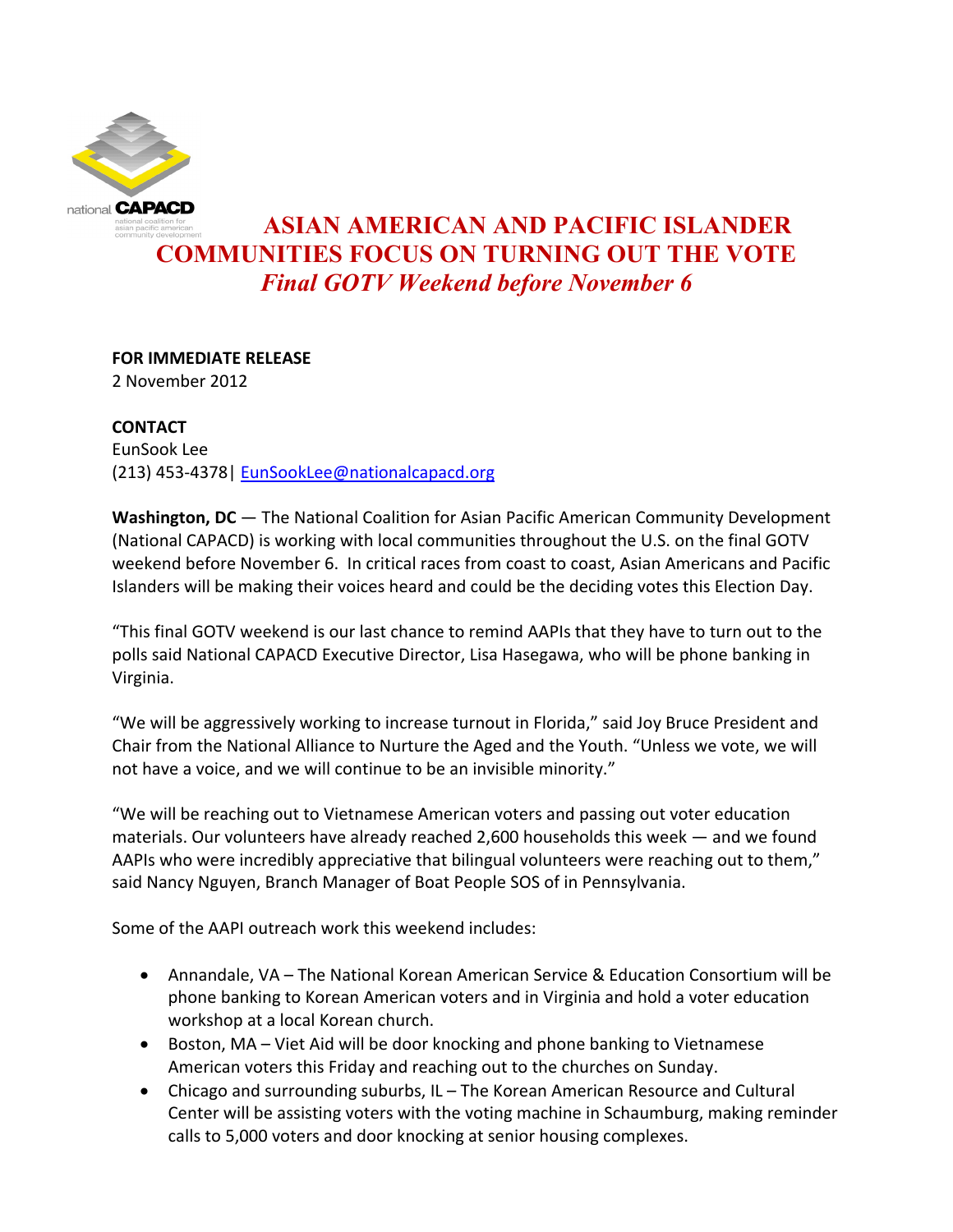# ASIAN AMERICAN AND PACIFIC ISLANDER COMMUNITIES FOCUS ON TURNING OUT THE VOTE

## *Final GOTV Weekend before November 6*

**FOR IMMEDIATE RELEASE**
2 November 2012

**CONTACT**
EunSook Lee
(213) 453-4378| EunSookLee@nationalcapacd.org

**Washington, DC** — The National Coalition for Asian Pacific American Community Development (National CAPACD) is working with local communities throughout the U.S. on the final GOTV weekend before November 6. In critical races from coast to coast, Asian Americans and Pacific Islanders will be making their voices heard and could be the deciding votes this Election Day.

"This final GOTV weekend is our last chance to remind AAPIs that they have to turn out to the polls said National CAPACD Executive Director, Lisa Hasegawa, who will be phone banking in Virginia.

"We will be aggressively working to increase turnout in Florida," said Joy Bruce President and Chair from the National Alliance to Nurture the Aged and the Youth. "Unless we vote, we will not have a voice, and we will continue to be an invisible minority."

"We will be reaching out to Vietnamese American voters and passing out voter education materials. Our volunteers have already reached 2,600 households this week — and we found AAPIs who were incredibly appreciative that bilingual volunteers were reaching out to them," said Nancy Nguyen, Branch Manager of Boat People SOS of in Pennsylvania.

Some of the AAPI outreach work this weekend includes:

- Annandale, VA – The National Korean American Service & Education Consortium will be phone banking to Korean American voters and in Virginia and hold a voter education workshop at a local Korean church.
- Boston, MA – Viet Aid will be door knocking and phone banking to Vietnamese American voters this Friday and reaching out to the churches on Sunday.
- Chicago and surrounding suburbs, IL – The Korean American Resource and Cultural Center will be assisting voters with the voting machine in Schaumburg, making reminder calls to 5,000 voters and door knocking at senior housing complexes.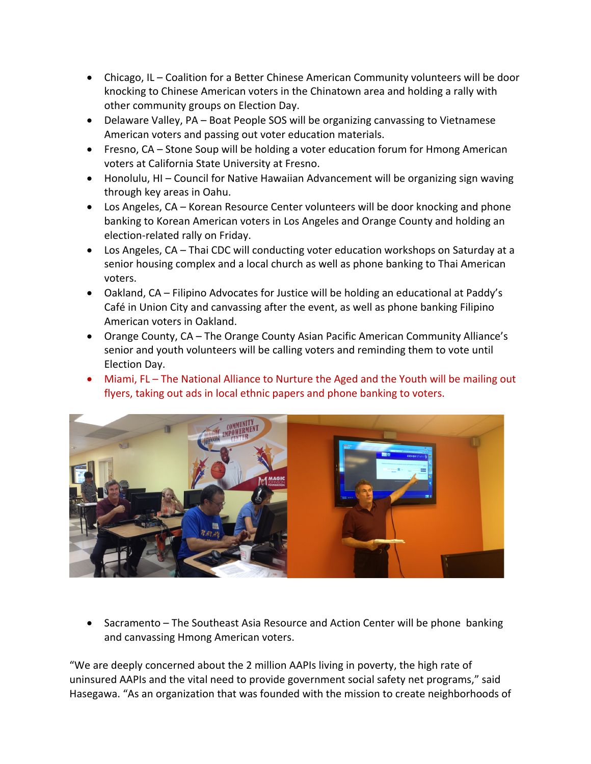- Chicago, IL – Coalition for a Better Chinese American Community volunteers will be door knocking to Chinese American voters in the Chinatown area and holding a rally with other community groups on Election Day.
- Delaware Valley, PA – Boat People SOS will be organizing canvassing to Vietnamese American voters and passing out voter education materials.
- Fresno, CA – Stone Soup will be holding a voter education forum for Hmong American voters at California State University at Fresno.
- Honolulu, HI – Council for Native Hawaiian Advancement will be organizing sign waving through key areas in Oahu.
- Los Angeles, CA – Korean Resource Center volunteers will be door knocking and phone banking to Korean American voters in Los Angeles and Orange County and holding an election-related rally on Friday.
- Los Angeles, CA – Thai CDC will conducting voter education workshops on Saturday at a senior housing complex and a local church as well as phone banking to Thai American voters.
- Oakland, CA – Filipino Advocates for Justice will be holding an educational at Paddy's Café in Union City and canvassing after the event, as well as phone banking Filipino American voters in Oakland.
- Orange County, CA – The Orange County Asian Pacific American Community Alliance's senior and youth volunteers will be calling voters and reminding them to vote until Election Day.
- Miami, FL – The National Alliance to Nurture the Aged and the Youth will be mailing out flyers, taking out ads in local ethnic papers and phone banking to voters.

- Sacramento – The Southeast Asia Resource and Action Center will be phone banking and canvassing Hmong American voters.

"We are deeply concerned about the 2 million AAPIs living in poverty, the high rate of uninsured AAPIs and the vital need to provide government social safety net programs," said Hasegawa. "As an organization that was founded with the mission to create neighborhoods of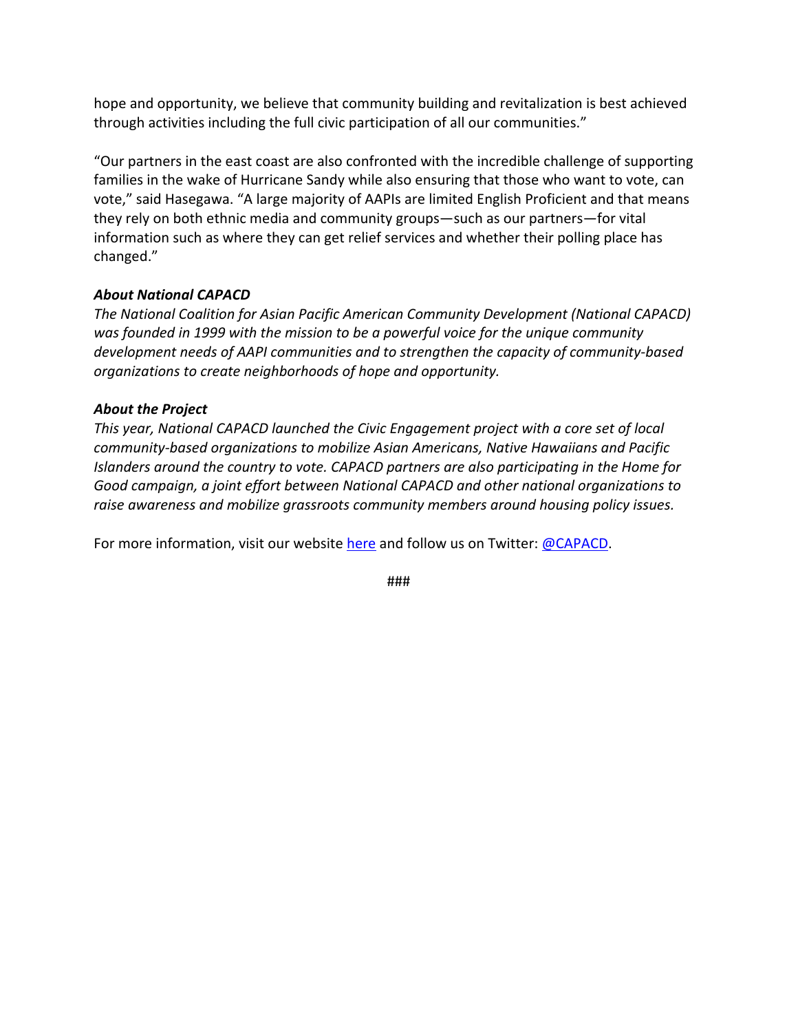hope and opportunity, we believe that community building and revitalization is best achieved through activities including the full civic participation of all our communities."

"Our partners in the east coast are also confronted with the incredible challenge of supporting families in the wake of Hurricane Sandy while also ensuring that those who want to vote, can vote," said Hasegawa. "A large majority of AAPIs are limited English Proficient and that means they rely on both ethnic media and community groups—such as our partners—for vital information such as where they can get relief services and whether their polling place has changed."

***About National CAPACD***

*The National Coalition for Asian Pacific American Community Development (National CAPACD) was founded in 1999 with the mission to be a powerful voice for the unique community development needs of AAPI communities and to strengthen the capacity of community-based organizations to create neighborhoods of hope and opportunity.*

***About the Project***

*This year, National CAPACD launched the Civic Engagement project with a core set of local community-based organizations to mobilize Asian Americans, Native Hawaiians and Pacific Islanders around the country to vote. CAPACD partners are also participating in the Home for Good campaign, a joint effort between National CAPACD and other national organizations to raise awareness and mobilize grassroots community members around housing policy issues.*

For more information, visit our website here and follow us on Twitter: @CAPACD.

###